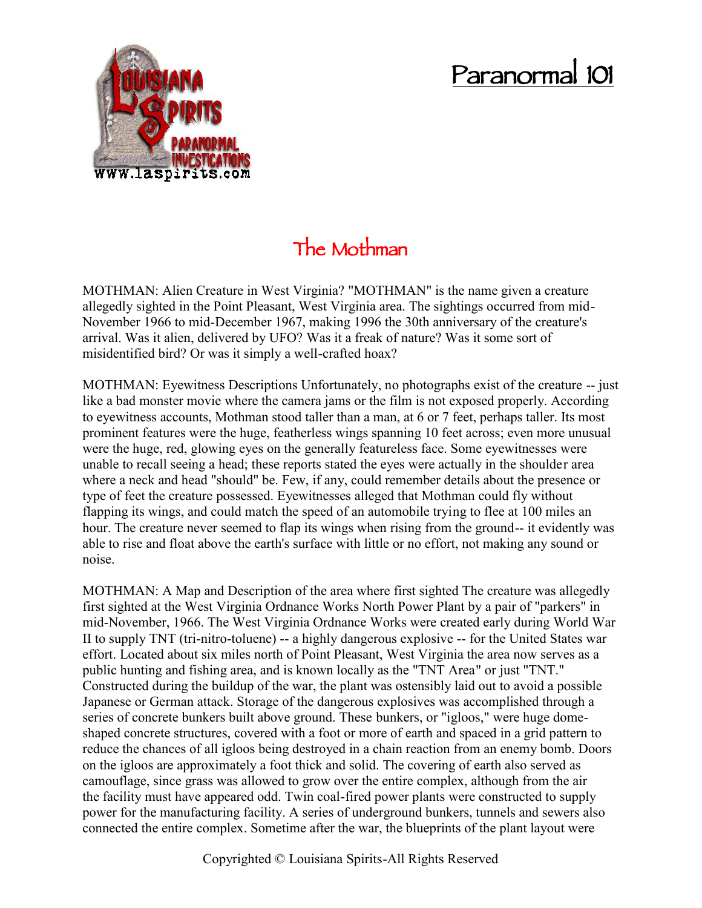# Paranormal 101

## The Mothman

MOTHMAN: Alien Creature in West Virginia? "MOTHMAN" is the name given a creature allegedly sighted in the Point Pleasant, West Virginia area. The sightings occurred from mid-November 1966 to mid-December 1967, making 1996 the 30th anniversary of the creature's arrival. Was it alien, delivered by UFO? Was it a freak of nature? Was it some sort of misidentified bird? Or was it simply a well-crafted hoax?

MOTHMAN: Eyewitness Descriptions Unfortunately, no photographs exist of the creature -- just like a bad monster movie where the camera jams or the film is not exposed properly. According to eyewitness accounts, Mothman stood taller than a man, at 6 or 7 feet, perhaps taller. Its most prominent features were the huge, featherless wings spanning 10 feet across; even more unusual were the huge, red, glowing eyes on the generally featureless face. Some eyewitnesses were unable to recall seeing a head; these reports stated the eyes were actually in the shoulder area where a neck and head "should" be. Few, if any, could remember details about the presence or type of feet the creature possessed. Eyewitnesses alleged that Mothman could fly without flapping its wings, and could match the speed of an automobile trying to flee at 100 miles an hour. The creature never seemed to flap its wings when rising from the ground-- it evidently was able to rise and float above the earth's surface with little or no effort, not making any sound or noise.

MOTHMAN: A Map and Description of the area where first sighted The creature was allegedly first sighted at the West Virginia Ordnance Works North Power Plant by a pair of "parkers" in mid-November, 1966. The West Virginia Ordnance Works were created early during World War II to supply TNT (tri-nitro-toluene) -- a highly dangerous explosive -- for the United States war effort. Located about six miles north of Point Pleasant, West Virginia the area now serves as a public hunting and fishing area, and is known locally as the "TNT Area" or just "TNT." Constructed during the buildup of the war, the plant was ostensibly laid out to avoid a possible Japanese or German attack. Storage of the dangerous explosives was accomplished through a series of concrete bunkers built above ground. These bunkers, or "igloos," were huge dome-shaped concrete structures, covered with a foot or more of earth and spaced in a grid pattern to reduce the chances of all igloos being destroyed in a chain reaction from an enemy bomb. Doors on the igloos are approximately a foot thick and solid. The covering of earth also served as camouflage, since grass was allowed to grow over the entire complex, although from the air the facility must have appeared odd. Twin coal-fired power plants were constructed to supply power for the manufacturing facility. A series of underground bunkers, tunnels and sewers also connected the entire complex. Sometime after the war, the blueprints of the plant layout were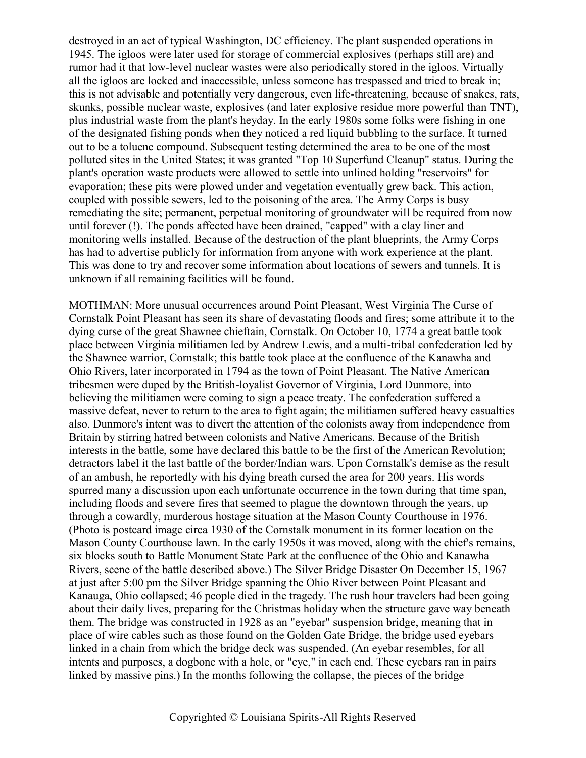destroyed in an act of typical Washington, DC efficiency. The plant suspended operations in 1945. The igloos were later used for storage of commercial explosives (perhaps still are) and rumor had it that low-level nuclear wastes were also periodically stored in the igloos. Virtually all the igloos are locked and inaccessible, unless someone has trespassed and tried to break in; this is not advisable and potentially very dangerous, even life-threatening, because of snakes, rats, skunks, possible nuclear waste, explosives (and later explosive residue more powerful than TNT), plus industrial waste from the plant's heyday. In the early 1980s some folks were fishing in one of the designated fishing ponds when they noticed a red liquid bubbling to the surface. It turned out to be a toluene compound. Subsequent testing determined the area to be one of the most polluted sites in the United States; it was granted "Top 10 Superfund Cleanup" status. During the plant's operation waste products were allowed to settle into unlined holding "reservoirs" for evaporation; these pits were plowed under and vegetation eventually grew back. This action, coupled with possible sewers, led to the poisoning of the area. The Army Corps is busy remediating the site; permanent, perpetual monitoring of groundwater will be required from now until forever (!). The ponds affected have been drained, "capped" with a clay liner and monitoring wells installed. Because of the destruction of the plant blueprints, the Army Corps has had to advertise publicly for information from anyone with work experience at the plant. This was done to try and recover some information about locations of sewers and tunnels. It is unknown if all remaining facilities will be found.

MOTHMAN: More unusual occurrences around Point Pleasant, West Virginia The Curse of Cornstalk Point Pleasant has seen its share of devastating floods and fires; some attribute it to the dying curse of the great Shawnee chieftain, Cornstalk. On October 10, 1774 a great battle took place between Virginia militiamen led by Andrew Lewis, and a multi-tribal confederation led by the Shawnee warrior, Cornstalk; this battle took place at the confluence of the Kanawha and Ohio Rivers, later incorporated in 1794 as the town of Point Pleasant. The Native American tribesmen were duped by the British-loyalist Governor of Virginia, Lord Dunmore, into believing the militiamen were coming to sign a peace treaty. The confederation suffered a massive defeat, never to return to the area to fight again; the militiamen suffered heavy casualties also. Dunmore's intent was to divert the attention of the colonists away from independence from Britain by stirring hatred between colonists and Native Americans. Because of the British interests in the battle, some have declared this battle to be the first of the American Revolution; detractors label it the last battle of the border/Indian wars. Upon Cornstalk's demise as the result of an ambush, he reportedly with his dying breath cursed the area for 200 years. His words spurred many a discussion upon each unfortunate occurrence in the town during that time span, including floods and severe fires that seemed to plague the downtown through the years, up through a cowardly, murderous hostage situation at the Mason County Courthouse in 1976. (Photo is postcard image circa 1930 of the Cornstalk monument in its former location on the Mason County Courthouse lawn. In the early 1950s it was moved, along with the chief's remains, six blocks south to Battle Monument State Park at the confluence of the Ohio and Kanawha Rivers, scene of the battle described above.) The Silver Bridge Disaster On December 15, 1967 at just after 5:00 pm the Silver Bridge spanning the Ohio River between Point Pleasant and Kanauga, Ohio collapsed; 46 people died in the tragedy. The rush hour travelers had been going about their daily lives, preparing for the Christmas holiday when the structure gave way beneath them. The bridge was constructed in 1928 as an "eyebar" suspension bridge, meaning that in place of wire cables such as those found on the Golden Gate Bridge, the bridge used eyebars linked in a chain from which the bridge deck was suspended. (An eyebar resembles, for all intents and purposes, a dogbone with a hole, or "eye," in each end. These eyebars ran in pairs linked by massive pins.) In the months following the collapse, the pieces of the bridge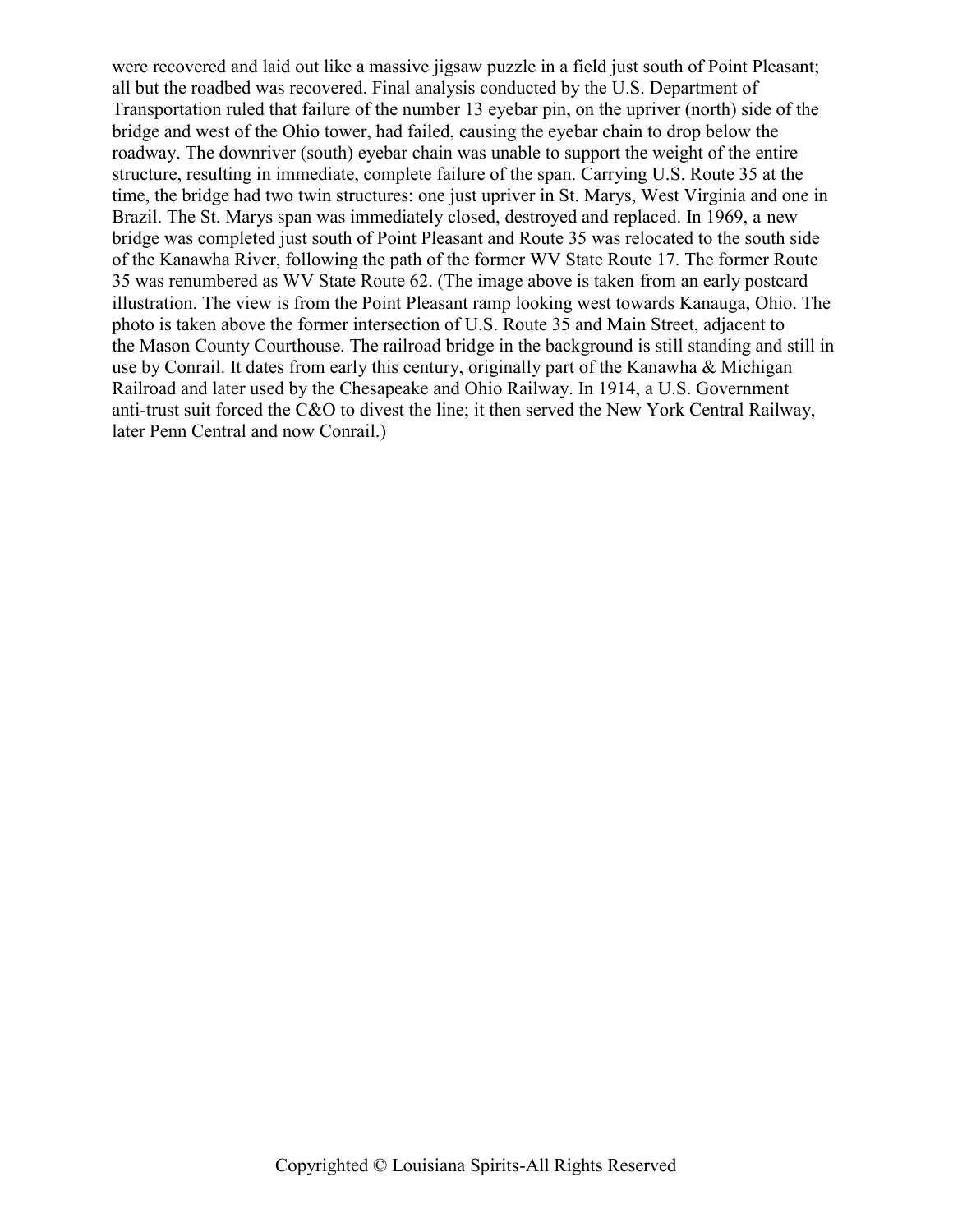were recovered and laid out like a massive jigsaw puzzle in a field just south of Point Pleasant; all but the roadbed was recovered. Final analysis conducted by the U.S. Department of Transportation ruled that failure of the number 13 eyebar pin, on the upriver (north) side of the bridge and west of the Ohio tower, had failed, causing the eyebar chain to drop below the roadway. The downriver (south) eyebar chain was unable to support the weight of the entire structure, resulting in immediate, complete failure of the span. Carrying U.S. Route 35 at the time, the bridge had two twin structures: one just upriver in St. Marys, West Virginia and one in Brazil. The St. Marys span was immediately closed, destroyed and replaced. In 1969, a new bridge was completed just south of Point Pleasant and Route 35 was relocated to the south side of the Kanawha River, following the path of the former WV State Route 17. The former Route 35 was renumbered as WV State Route 62. (The image above is taken from an early postcard illustration. The view is from the Point Pleasant ramp looking west towards Kanauga, Ohio. The photo is taken above the former intersection of U.S. Route 35 and Main Street, adjacent to the Mason County Courthouse. The railroad bridge in the background is still standing and still in use by Conrail. It dates from early this century, originally part of the Kanawha & Michigan Railroad and later used by the Chesapeake and Ohio Railway. In 1914, a U.S. Government anti-trust suit forced the C&O to divest the line; it then served the New York Central Railway, later Penn Central and now Conrail.)

Copyrighted © Louisiana Spirits-All Rights Reserved